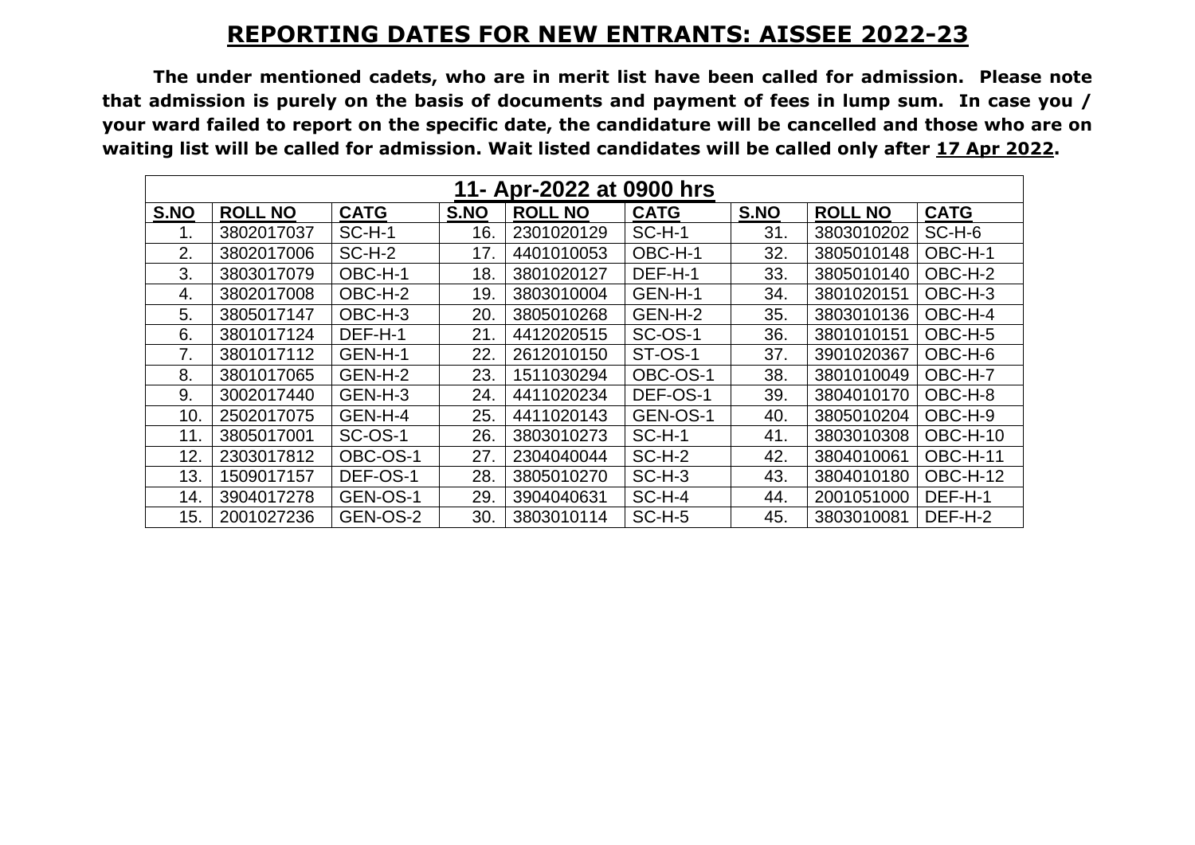# REPORTING DATES FOR NEW ENTRANTS: AISSEE 2022-23

**The under mentioned cadets, who are in merit list have been called for admission. Please note that admission is purely on the basis of documents and payment of fees in lump sum. In case you / your ward failed to report on the specific date, the candidature will be cancelled and those who are on waiting list will be called for admission. Wait listed candidates will be called only after 17 Apr 2022.**

| 11- Apr-2022 at 0900 hrs | | | | | | | | |
|---|---|---|---|---|---|---|---|---|
| **S.NO** | **ROLL NO** | **CATG** | **S.NO** | **ROLL NO** | **CATG** | **S.NO** | **ROLL NO** | **CATG** |
| 1. | 3802017037 | SC-H-1 | 16. | 2301020129 | SC-H-1 | 31. | 3803010202 | SC-H-6 |
| 2. | 3802017006 | SC-H-2 | 17. | 4401010053 | OBC-H-1 | 32. | 3805010148 | OBC-H-1 |
| 3. | 3803017079 | OBC-H-1 | 18. | 3801020127 | DEF-H-1 | 33. | 3805010140 | OBC-H-2 |
| 4. | 3802017008 | OBC-H-2 | 19. | 3803010004 | GEN-H-1 | 34. | 3801020151 | OBC-H-3 |
| 5. | 3805017147 | OBC-H-3 | 20. | 3805010268 | GEN-H-2 | 35. | 3803010136 | OBC-H-4 |
| 6. | 3801017124 | DEF-H-1 | 21. | 4412020515 | SC-OS-1 | 36. | 3801010151 | OBC-H-5 |
| 7. | 3801017112 | GEN-H-1 | 22. | 2612010150 | ST-OS-1 | 37. | 3901020367 | OBC-H-6 |
| 8. | 3801017065 | GEN-H-2 | 23. | 1511030294 | OBC-OS-1 | 38. | 3801010049 | OBC-H-7 |
| 9. | 3002017440 | GEN-H-3 | 24. | 4411020234 | DEF-OS-1 | 39. | 3804010170 | OBC-H-8 |
| 10. | 2502017075 | GEN-H-4 | 25. | 4411020143 | GEN-OS-1 | 40. | 3805010204 | OBC-H-9 |
| 11. | 3805017001 | SC-OS-1 | 26. | 3803010273 | SC-H-1 | 41. | 3803010308 | OBC-H-10 |
| 12. | 2303017812 | OBC-OS-1 | 27. | 2304040044 | SC-H-2 | 42. | 3804010061 | OBC-H-11 |
| 13. | 1509017157 | DEF-OS-1 | 28. | 3805010270 | SC-H-3 | 43. | 3804010180 | OBC-H-12 |
| 14. | 3904017278 | GEN-OS-1 | 29. | 3904040631 | SC-H-4 | 44. | 2001051000 | DEF-H-1 |
| 15. | 2001027236 | GEN-OS-2 | 30. | 3803010114 | SC-H-5 | 45. | 3803010081 | DEF-H-2 |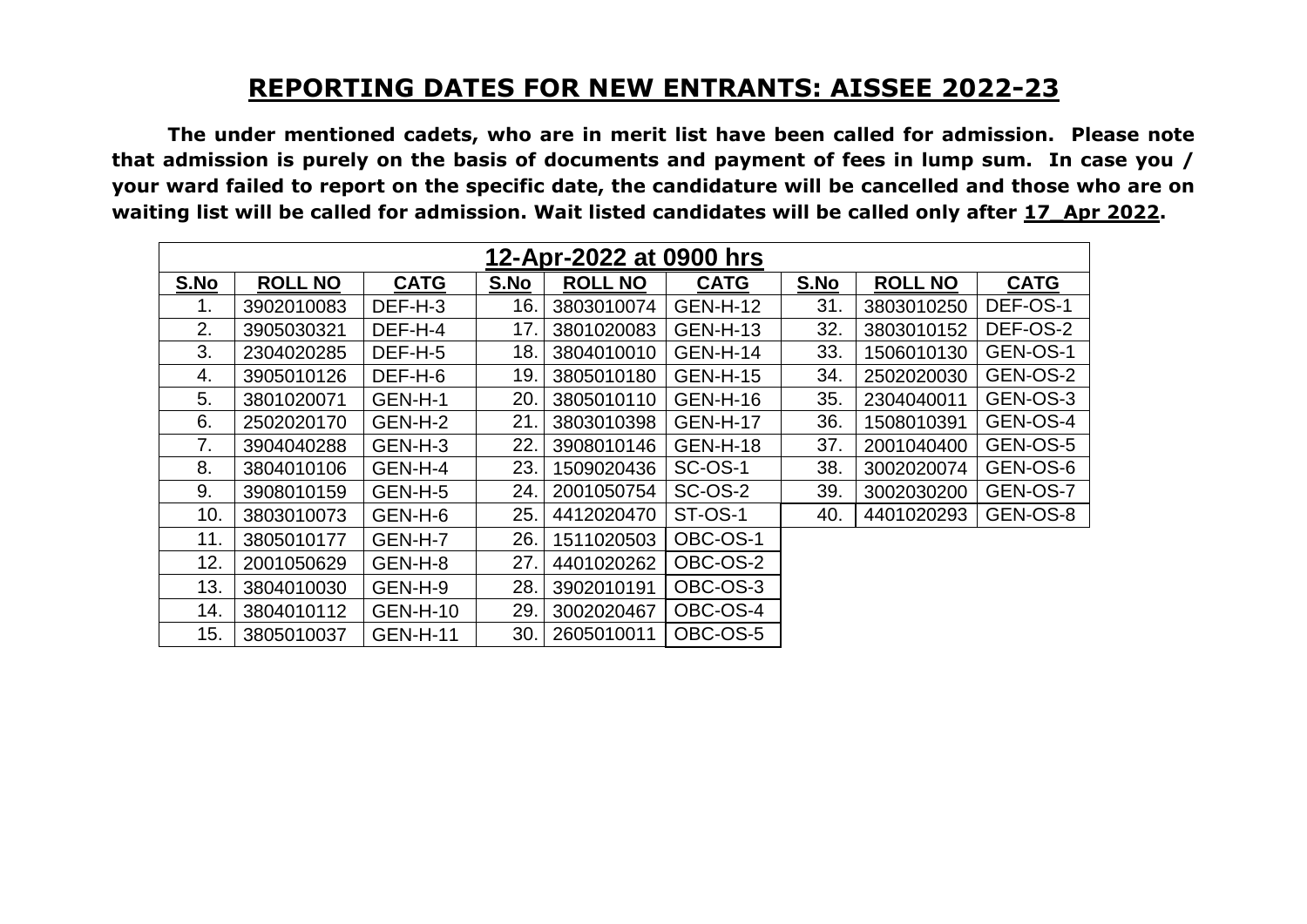# REPORTING DATES FOR NEW ENTRANTS: AISSEE 2022-23

**The under mentioned cadets, who are in merit list have been called for admission. Please note that admission is purely on the basis of documents and payment of fees in lump sum. In case you / your ward failed to report on the specific date, the candidature will be cancelled and those who are on waiting list will be called for admission. Wait listed candidates will be called only after 17_Apr 2022.**

| 12-Apr-2022 at 0900 hrs | | | | | | | | |
|---|---|---|---|---|---|---|---|---|
| **S.No** | **ROLL NO** | **CATG** | **S.No** | **ROLL NO** | **CATG** | **S.No** | **ROLL NO** | **CATG** |
| 1. | 3902010083 | DEF-H-3 | 16. | 3803010074 | GEN-H-12 | 31. | 3803010250 | DEF-OS-1 |
| 2. | 3905030321 | DEF-H-4 | 17. | 3801020083 | GEN-H-13 | 32. | 3803010152 | DEF-OS-2 |
| 3. | 2304020285 | DEF-H-5 | 18. | 3804010010 | GEN-H-14 | 33. | 1506010130 | GEN-OS-1 |
| 4. | 3905010126 | DEF-H-6 | 19. | 3805010180 | GEN-H-15 | 34. | 2502020030 | GEN-OS-2 |
| 5. | 3801020071 | GEN-H-1 | 20. | 3805010110 | GEN-H-16 | 35. | 2304040011 | GEN-OS-3 |
| 6. | 2502020170 | GEN-H-2 | 21. | 3803010398 | GEN-H-17 | 36. | 1508010391 | GEN-OS-4 |
| 7. | 3904040288 | GEN-H-3 | 22. | 3908010146 | GEN-H-18 | 37. | 2001040400 | GEN-OS-5 |
| 8. | 3804010106 | GEN-H-4 | 23. | 1509020436 | SC-OS-1 | 38. | 3002020074 | GEN-OS-6 |
| 9. | 3908010159 | GEN-H-5 | 24. | 2001050754 | SC-OS-2 | 39. | 3002030200 | GEN-OS-7 |
| 10. | 3803010073 | GEN-H-6 | 25. | 4412020470 | ST-OS-1 | 40. | 4401020293 | GEN-OS-8 |
| 11. | 3805010177 | GEN-H-7 | 26. | 1511020503 | OBC-OS-1 | | | |
| 12. | 2001050629 | GEN-H-8 | 27. | 4401020262 | OBC-OS-2 | | | |
| 13. | 3804010030 | GEN-H-9 | 28. | 3902010191 | OBC-OS-3 | | | |
| 14. | 3804010112 | GEN-H-10 | 29. | 3002020467 | OBC-OS-4 | | | |
| 15. | 3805010037 | GEN-H-11 | 30. | 2605010011 | OBC-OS-5 | | | |